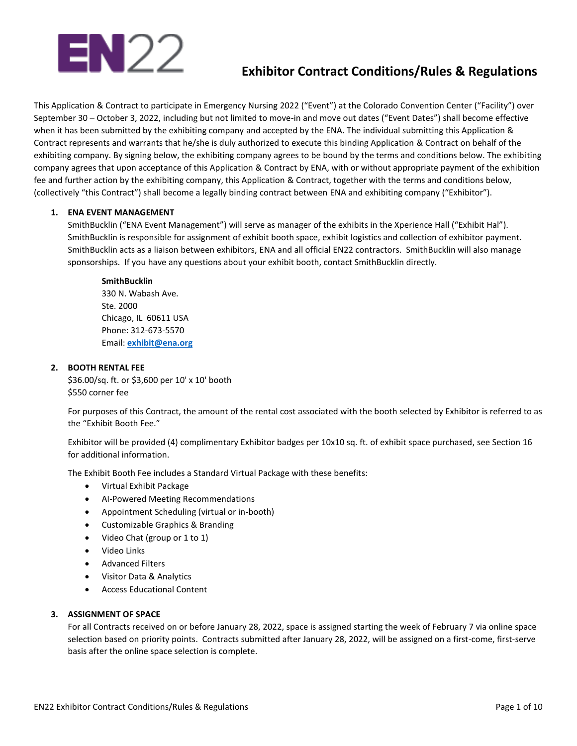EN22

# Exhibitor Contract Conditions/Rules & Regulations

This Application & Contract to participate in Emergency Nursing 2022 ("Event") at the Colorado Convention Center ("Facility") over September 30 – October 3, 2022, including but not limited to move-in and move out dates ("Event Dates") shall become effective when it has been submitted by the exhibiting company and accepted by the ENA. The individual submitting this Application & Contract represents and warrants that he/she is duly authorized to execute this binding Application & Contract on behalf of the exhibiting company. By signing below, the exhibiting company agrees to be bound by the terms and conditions below. The exhibiting company agrees that upon acceptance of this Application & Contract by ENA, with or without appropriate payment of the exhibition fee and further action by the exhibiting company, this Application & Contract, together with the terms and conditions below, (collectively "this Contract") shall become a legally binding contract between ENA and exhibiting company ("Exhibitor").

1. **ENA EVENT MANAGEMENT**

   SmithBucklin ("ENA Event Management") will serve as manager of the exhibits in the Xperience Hall ("Exhibit Hal"). SmithBucklin is responsible for assignment of exhibit booth space, exhibit logistics and collection of exhibitor payment. SmithBucklin acts as a liaison between exhibitors, ENA and all official EN22 contractors. SmithBucklin will also manage sponsorships. If you have any questions about your exhibit booth, contact SmithBucklin directly.

   **SmithBucklin**
   330 N. Wabash Ave.
   Ste. 2000
   Chicago, IL 60611 USA
   Phone: 312-673-5570
   Email: **exhibit@ena.org**

2. **BOOTH RENTAL FEE**

   $36.00/sq. ft. or $3,600 per 10' x 10' booth
   $550 corner fee

   For purposes of this Contract, the amount of the rental cost associated with the booth selected by Exhibitor is referred to as the "Exhibit Booth Fee."

   Exhibitor will be provided (4) complimentary Exhibitor badges per 10x10 sq. ft. of exhibit space purchased, see Section 16 for additional information.

   The Exhibit Booth Fee includes a Standard Virtual Package with these benefits:

   - Virtual Exhibit Package
   - AI-Powered Meeting Recommendations
   - Appointment Scheduling (virtual or in-booth)
   - Customizable Graphics & Branding
   - Video Chat (group or 1 to 1)
   - Video Links
   - Advanced Filters
   - Visitor Data & Analytics
   - Access Educational Content

3. **ASSIGNMENT OF SPACE**

   For all Contracts received on or before January 28, 2022, space is assigned starting the week of February 7 via online space selection based on priority points. Contracts submitted after January 28, 2022, will be assigned on a first-come, first-serve basis after the online space selection is complete.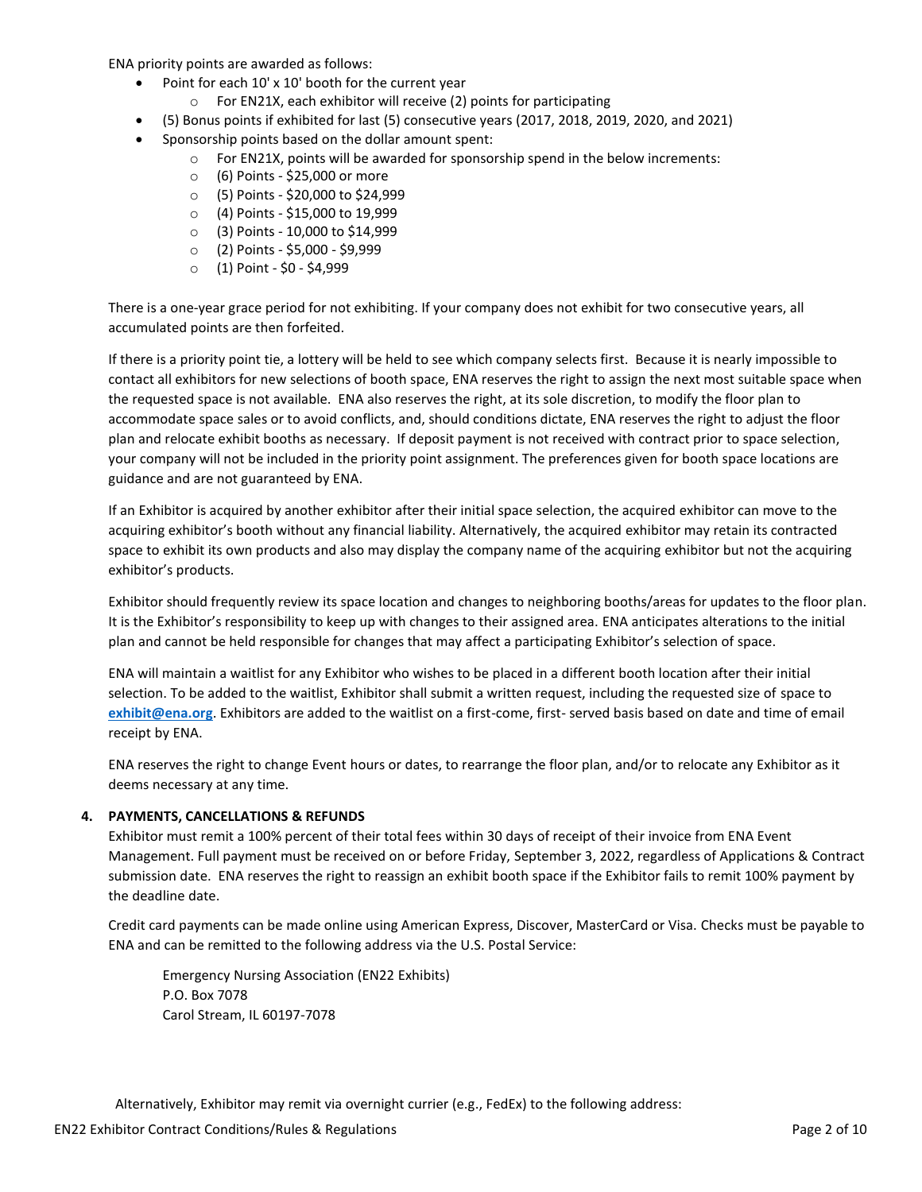ENA priority points are awarded as follows:

- Point for each 10' x 10' booth for the current year
    - For EN21X, each exhibitor will receive (2) points for participating
- (5) Bonus points if exhibited for last (5) consecutive years (2017, 2018, 2019, 2020, and 2021)
- Sponsorship points based on the dollar amount spent:
    - For EN21X, points will be awarded for sponsorship spend in the below increments:
    - (6) Points - $25,000 or more
    - (5) Points - $20,000 to $24,999
    - (4) Points - $15,000 to 19,999
    - (3) Points - 10,000 to $14,999
    - (2) Points - $5,000 - $9,999
    - (1) Point - $0 - $4,999

There is a one-year grace period for not exhibiting. If your company does not exhibit for two consecutive years, all accumulated points are then forfeited.

If there is a priority point tie, a lottery will be held to see which company selects first. Because it is nearly impossible to contact all exhibitors for new selections of booth space, ENA reserves the right to assign the next most suitable space when the requested space is not available. ENA also reserves the right, at its sole discretion, to modify the floor plan to accommodate space sales or to avoid conflicts, and, should conditions dictate, ENA reserves the right to adjust the floor plan and relocate exhibit booths as necessary. If deposit payment is not received with contract prior to space selection, your company will not be included in the priority point assignment. The preferences given for booth space locations are guidance and are not guaranteed by ENA.

If an Exhibitor is acquired by another exhibitor after their initial space selection, the acquired exhibitor can move to the acquiring exhibitor's booth without any financial liability. Alternatively, the acquired exhibitor may retain its contracted space to exhibit its own products and also may display the company name of the acquiring exhibitor but not the acquiring exhibitor's products.

Exhibitor should frequently review its space location and changes to neighboring booths/areas for updates to the floor plan. It is the Exhibitor's responsibility to keep up with changes to their assigned area. ENA anticipates alterations to the initial plan and cannot be held responsible for changes that may affect a participating Exhibitor's selection of space.

ENA will maintain a waitlist for any Exhibitor who wishes to be placed in a different booth location after their initial selection. To be added to the waitlist, Exhibitor shall submit a written request, including the requested size of space to **exhibit@ena.org**. Exhibitors are added to the waitlist on a first-come, first- served basis based on date and time of email receipt by ENA.

ENA reserves the right to change Event hours or dates, to rearrange the floor plan, and/or to relocate any Exhibitor as it deems necessary at any time.

## 4. PAYMENTS, CANCELLATIONS & REFUNDS

Exhibitor must remit a 100% percent of their total fees within 30 days of receipt of their invoice from ENA Event Management. Full payment must be received on or before Friday, September 3, 2022, regardless of Applications & Contract submission date. ENA reserves the right to reassign an exhibit booth space if the Exhibitor fails to remit 100% payment by the deadline date.

Credit card payments can be made online using American Express, Discover, MasterCard or Visa. Checks must be payable to ENA and can be remitted to the following address via the U.S. Postal Service:

Emergency Nursing Association (EN22 Exhibits)
P.O. Box 7078
Carol Stream, IL 60197-7078

Alternatively, Exhibitor may remit via overnight currier (e.g., FedEx) to the following address: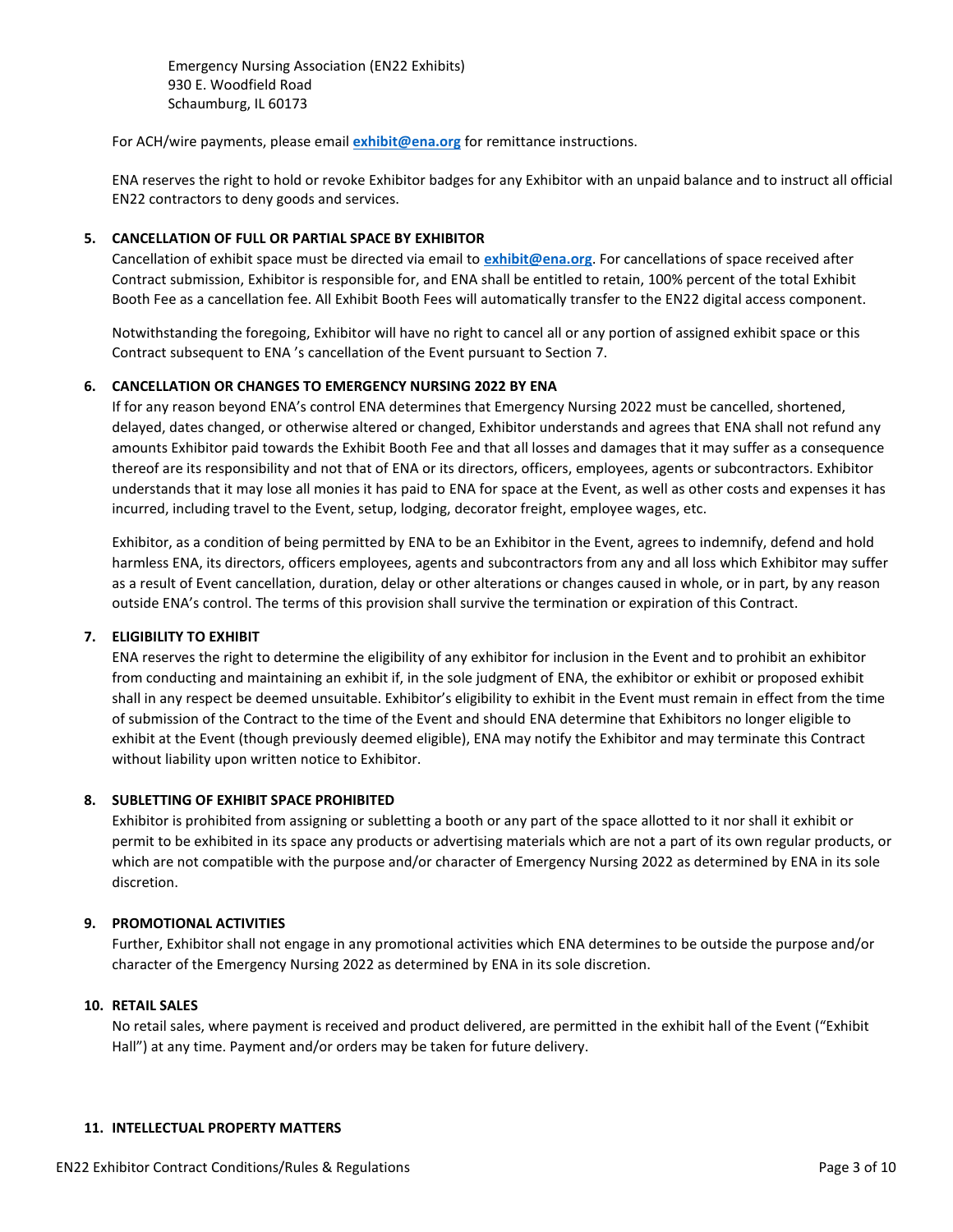Emergency Nursing Association (EN22 Exhibits)
930 E. Woodfield Road
Schaumburg, IL 60173

For ACH/wire payments, please email **exhibit@ena.org** for remittance instructions.

ENA reserves the right to hold or revoke Exhibitor badges for any Exhibitor with an unpaid balance and to instruct all official EN22 contractors to deny goods and services.

**5. CANCELLATION OF FULL OR PARTIAL SPACE BY EXHIBITOR**

Cancellation of exhibit space must be directed via email to **exhibit@ena.org**. For cancellations of space received after Contract submission, Exhibitor is responsible for, and ENA shall be entitled to retain, 100% percent of the total Exhibit Booth Fee as a cancellation fee. All Exhibit Booth Fees will automatically transfer to the EN22 digital access component.

Notwithstanding the foregoing, Exhibitor will have no right to cancel all or any portion of assigned exhibit space or this Contract subsequent to ENA 's cancellation of the Event pursuant to Section 7.

**6. CANCELLATION OR CHANGES TO EMERGENCY NURSING 2022 BY ENA**

If for any reason beyond ENA's control ENA determines that Emergency Nursing 2022 must be cancelled, shortened, delayed, dates changed, or otherwise altered or changed, Exhibitor understands and agrees that ENA shall not refund any amounts Exhibitor paid towards the Exhibit Booth Fee and that all losses and damages that it may suffer as a consequence thereof are its responsibility and not that of ENA or its directors, officers, employees, agents or subcontractors. Exhibitor understands that it may lose all monies it has paid to ENA for space at the Event, as well as other costs and expenses it has incurred, including travel to the Event, setup, lodging, decorator freight, employee wages, etc.

Exhibitor, as a condition of being permitted by ENA to be an Exhibitor in the Event, agrees to indemnify, defend and hold harmless ENA, its directors, officers employees, agents and subcontractors from any and all loss which Exhibitor may suffer as a result of Event cancellation, duration, delay or other alterations or changes caused in whole, or in part, by any reason outside ENA's control. The terms of this provision shall survive the termination or expiration of this Contract.

**7. ELIGIBILITY TO EXHIBIT**

ENA reserves the right to determine the eligibility of any exhibitor for inclusion in the Event and to prohibit an exhibitor from conducting and maintaining an exhibit if, in the sole judgment of ENA, the exhibitor or exhibit or proposed exhibit shall in any respect be deemed unsuitable. Exhibitor's eligibility to exhibit in the Event must remain in effect from the time of submission of the Contract to the time of the Event and should ENA determine that Exhibitors no longer eligible to exhibit at the Event (though previously deemed eligible), ENA may notify the Exhibitor and may terminate this Contract without liability upon written notice to Exhibitor.

**8. SUBLETTING OF EXHIBIT SPACE PROHIBITED**

Exhibitor is prohibited from assigning or subletting a booth or any part of the space allotted to it nor shall it exhibit or permit to be exhibited in its space any products or advertising materials which are not a part of its own regular products, or which are not compatible with the purpose and/or character of Emergency Nursing 2022 as determined by ENA in its sole discretion.

**9. PROMOTIONAL ACTIVITIES**

Further, Exhibitor shall not engage in any promotional activities which ENA determines to be outside the purpose and/or character of the Emergency Nursing 2022 as determined by ENA in its sole discretion.

**10. RETAIL SALES**

No retail sales, where payment is received and product delivered, are permitted in the exhibit hall of the Event ("Exhibit Hall") at any time. Payment and/or orders may be taken for future delivery.

**11. INTELLECTUAL PROPERTY MATTERS**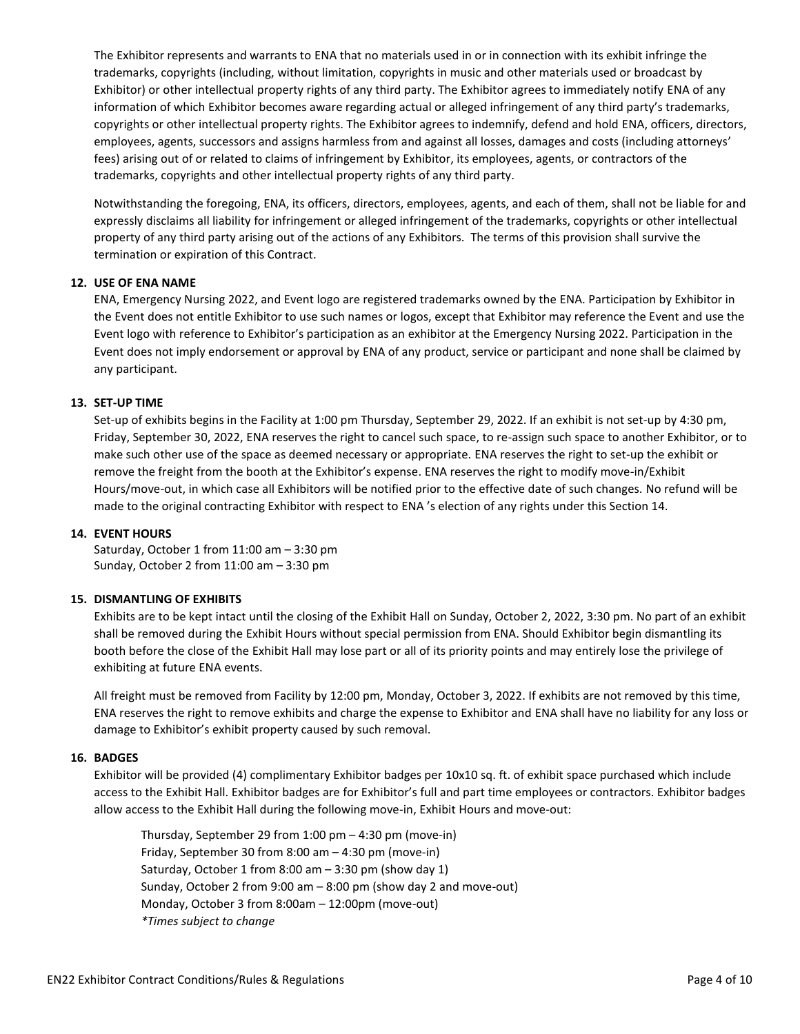The Exhibitor represents and warrants to ENA that no materials used in or in connection with its exhibit infringe the trademarks, copyrights (including, without limitation, copyrights in music and other materials used or broadcast by Exhibitor) or other intellectual property rights of any third party. The Exhibitor agrees to immediately notify ENA of any information of which Exhibitor becomes aware regarding actual or alleged infringement of any third party's trademarks, copyrights or other intellectual property rights. The Exhibitor agrees to indemnify, defend and hold ENA, officers, directors, employees, agents, successors and assigns harmless from and against all losses, damages and costs (including attorneys' fees) arising out of or related to claims of infringement by Exhibitor, its employees, agents, or contractors of the trademarks, copyrights and other intellectual property rights of any third party.

Notwithstanding the foregoing, ENA, its officers, directors, employees, agents, and each of them, shall not be liable for and expressly disclaims all liability for infringement or alleged infringement of the trademarks, copyrights or other intellectual property of any third party arising out of the actions of any Exhibitors. The terms of this provision shall survive the termination or expiration of this Contract.

**12. USE OF ENA NAME**

ENA, Emergency Nursing 2022, and Event logo are registered trademarks owned by the ENA. Participation by Exhibitor in the Event does not entitle Exhibitor to use such names or logos, except that Exhibitor may reference the Event and use the Event logo with reference to Exhibitor's participation as an exhibitor at the Emergency Nursing 2022. Participation in the Event does not imply endorsement or approval by ENA of any product, service or participant and none shall be claimed by any participant.

**13. SET-UP TIME**

Set-up of exhibits begins in the Facility at 1:00 pm Thursday, September 29, 2022. If an exhibit is not set-up by 4:30 pm, Friday, September 30, 2022, ENA reserves the right to cancel such space, to re-assign such space to another Exhibitor, or to make such other use of the space as deemed necessary or appropriate. ENA reserves the right to set-up the exhibit or remove the freight from the booth at the Exhibitor's expense. ENA reserves the right to modify move-in/Exhibit Hours/move-out, in which case all Exhibitors will be notified prior to the effective date of such changes. No refund will be made to the original contracting Exhibitor with respect to ENA 's election of any rights under this Section 14.

**14. EVENT HOURS**

Saturday, October 1 from 11:00 am – 3:30 pm
Sunday, October 2 from 11:00 am – 3:30 pm

**15. DISMANTLING OF EXHIBITS**

Exhibits are to be kept intact until the closing of the Exhibit Hall on Sunday, October 2, 2022, 3:30 pm. No part of an exhibit shall be removed during the Exhibit Hours without special permission from ENA. Should Exhibitor begin dismantling its booth before the close of the Exhibit Hall may lose part or all of its priority points and may entirely lose the privilege of exhibiting at future ENA events.

All freight must be removed from Facility by 12:00 pm, Monday, October 3, 2022. If exhibits are not removed by this time, ENA reserves the right to remove exhibits and charge the expense to Exhibitor and ENA shall have no liability for any loss or damage to Exhibitor's exhibit property caused by such removal.

**16. BADGES**

Exhibitor will be provided (4) complimentary Exhibitor badges per 10x10 sq. ft. of exhibit space purchased which include access to the Exhibit Hall. Exhibitor badges are for Exhibitor's full and part time employees or contractors. Exhibitor badges allow access to the Exhibit Hall during the following move-in, Exhibit Hours and move-out:

Thursday, September 29 from 1:00 pm – 4:30 pm (move-in)
Friday, September 30 from 8:00 am – 4:30 pm (move-in)
Saturday, October 1 from 8:00 am – 3:30 pm (show day 1)
Sunday, October 2 from 9:00 am – 8:00 pm (show day 2 and move-out)
Monday, October 3 from 8:00am – 12:00pm (move-out)
*Times subject to change*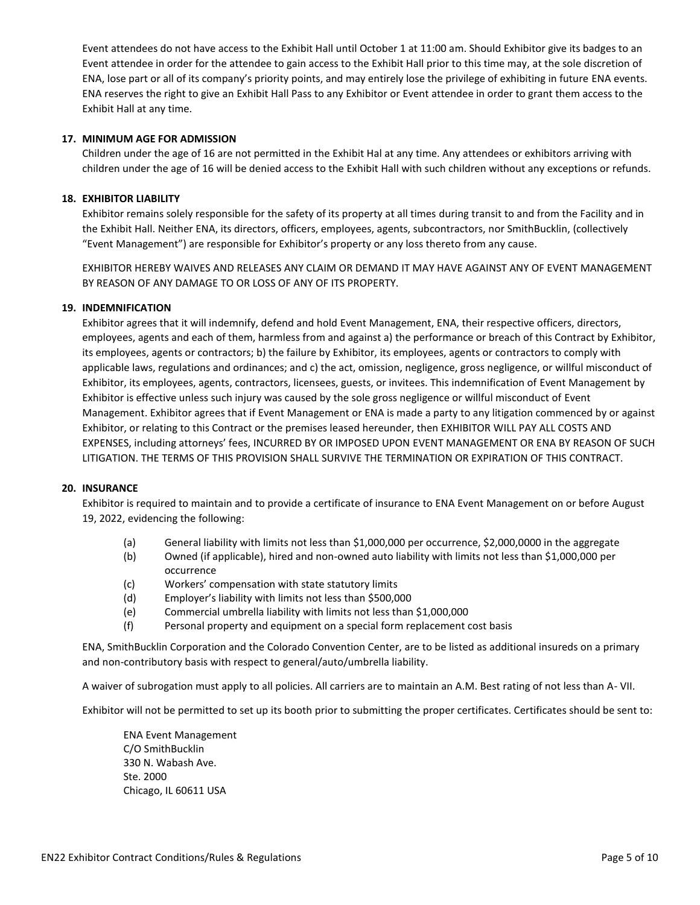Event attendees do not have access to the Exhibit Hall until October 1 at 11:00 am. Should Exhibitor give its badges to an Event attendee in order for the attendee to gain access to the Exhibit Hall prior to this time may, at the sole discretion of ENA, lose part or all of its company's priority points, and may entirely lose the privilege of exhibiting in future ENA events. ENA reserves the right to give an Exhibit Hall Pass to any Exhibitor or Event attendee in order to grant them access to the Exhibit Hall at any time.

**17. MINIMUM AGE FOR ADMISSION**

Children under the age of 16 are not permitted in the Exhibit Hal at any time. Any attendees or exhibitors arriving with children under the age of 16 will be denied access to the Exhibit Hall with such children without any exceptions or refunds.

**18. EXHIBITOR LIABILITY**

Exhibitor remains solely responsible for the safety of its property at all times during transit to and from the Facility and in the Exhibit Hall. Neither ENA, its directors, officers, employees, agents, subcontractors, nor SmithBucklin, (collectively "Event Management") are responsible for Exhibitor's property or any loss thereto from any cause.

EXHIBITOR HEREBY WAIVES AND RELEASES ANY CLAIM OR DEMAND IT MAY HAVE AGAINST ANY OF EVENT MANAGEMENT BY REASON OF ANY DAMAGE TO OR LOSS OF ANY OF ITS PROPERTY.

**19. INDEMNIFICATION**

Exhibitor agrees that it will indemnify, defend and hold Event Management, ENA, their respective officers, directors, employees, agents and each of them, harmless from and against a) the performance or breach of this Contract by Exhibitor, its employees, agents or contractors; b) the failure by Exhibitor, its employees, agents or contractors to comply with applicable laws, regulations and ordinances; and c) the act, omission, negligence, gross negligence, or willful misconduct of Exhibitor, its employees, agents, contractors, licensees, guests, or invitees. This indemnification of Event Management by Exhibitor is effective unless such injury was caused by the sole gross negligence or willful misconduct of Event Management. Exhibitor agrees that if Event Management or ENA is made a party to any litigation commenced by or against Exhibitor, or relating to this Contract or the premises leased hereunder, then EXHIBITOR WILL PAY ALL COSTS AND EXPENSES, including attorneys' fees, INCURRED BY OR IMPOSED UPON EVENT MANAGEMENT OR ENA BY REASON OF SUCH LITIGATION. THE TERMS OF THIS PROVISION SHALL SURVIVE THE TERMINATION OR EXPIRATION OF THIS CONTRACT.

**20. INSURANCE**

Exhibitor is required to maintain and to provide a certificate of insurance to ENA Event Management on or before August 19, 2022, evidencing the following:

(a) General liability with limits not less than $1,000,000 per occurrence, $2,000,0000 in the aggregate
(b) Owned (if applicable), hired and non-owned auto liability with limits not less than $1,000,000 per occurrence
(c) Workers' compensation with state statutory limits
(d) Employer's liability with limits not less than $500,000
(e) Commercial umbrella liability with limits not less than $1,000,000
(f) Personal property and equipment on a special form replacement cost basis

ENA, SmithBucklin Corporation and the Colorado Convention Center, are to be listed as additional insureds on a primary and non-contributory basis with respect to general/auto/umbrella liability.

A waiver of subrogation must apply to all policies. All carriers are to maintain an A.M. Best rating of not less than A- VII.

Exhibitor will not be permitted to set up its booth prior to submitting the proper certificates. Certificates should be sent to:

ENA Event Management
C/O SmithBucklin
330 N. Wabash Ave.
Ste. 2000
Chicago, IL 60611 USA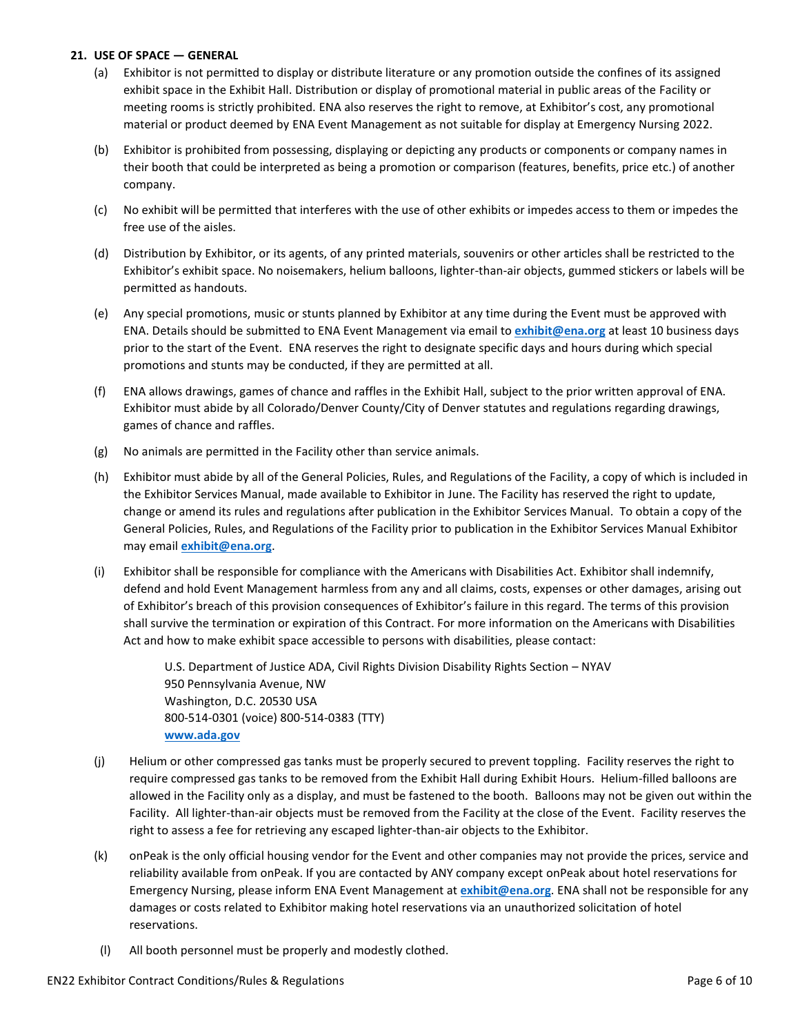**21. USE OF SPACE — GENERAL**

(a) Exhibitor is not permitted to display or distribute literature or any promotion outside the confines of its assigned exhibit space in the Exhibit Hall. Distribution or display of promotional material in public areas of the Facility or meeting rooms is strictly prohibited. ENA also reserves the right to remove, at Exhibitor's cost, any promotional material or product deemed by ENA Event Management as not suitable for display at Emergency Nursing 2022.

(b) Exhibitor is prohibited from possessing, displaying or depicting any products or components or company names in their booth that could be interpreted as being a promotion or comparison (features, benefits, price etc.) of another company.

(c) No exhibit will be permitted that interferes with the use of other exhibits or impedes access to them or impedes the free use of the aisles.

(d) Distribution by Exhibitor, or its agents, of any printed materials, souvenirs or other articles shall be restricted to the Exhibitor's exhibit space. No noisemakers, helium balloons, lighter-than-air objects, gummed stickers or labels will be permitted as handouts.

(e) Any special promotions, music or stunts planned by Exhibitor at any time during the Event must be approved with ENA. Details should be submitted to ENA Event Management via email to **exhibit@ena.org** at least 10 business days prior to the start of the Event. ENA reserves the right to designate specific days and hours during which special promotions and stunts may be conducted, if they are permitted at all.

(f) ENA allows drawings, games of chance and raffles in the Exhibit Hall, subject to the prior written approval of ENA. Exhibitor must abide by all Colorado/Denver County/City of Denver statutes and regulations regarding drawings, games of chance and raffles.

(g) No animals are permitted in the Facility other than service animals.

(h) Exhibitor must abide by all of the General Policies, Rules, and Regulations of the Facility, a copy of which is included in the Exhibitor Services Manual, made available to Exhibitor in June. The Facility has reserved the right to update, change or amend its rules and regulations after publication in the Exhibitor Services Manual. To obtain a copy of the General Policies, Rules, and Regulations of the Facility prior to publication in the Exhibitor Services Manual Exhibitor may email **exhibit@ena.org**.

(i) Exhibitor shall be responsible for compliance with the Americans with Disabilities Act. Exhibitor shall indemnify, defend and hold Event Management harmless from any and all claims, costs, expenses or other damages, arising out of Exhibitor's breach of this provision consequences of Exhibitor's failure in this regard. The terms of this provision shall survive the termination or expiration of this Contract. For more information on the Americans with Disabilities Act and how to make exhibit space accessible to persons with disabilities, please contact:

   U.S. Department of Justice ADA, Civil Rights Division Disability Rights Section – NYAV
   950 Pennsylvania Avenue, NW
   Washington, D.C. 20530 USA
   800-514-0301 (voice) 800-514-0383 (TTY)
   **www.ada.gov**

(j) Helium or other compressed gas tanks must be properly secured to prevent toppling. Facility reserves the right to require compressed gas tanks to be removed from the Exhibit Hall during Exhibit Hours. Helium-filled balloons are allowed in the Facility only as a display, and must be fastened to the booth. Balloons may not be given out within the Facility. All lighter-than-air objects must be removed from the Facility at the close of the Event. Facility reserves the right to assess a fee for retrieving any escaped lighter-than-air objects to the Exhibitor.

(k) onPeak is the only official housing vendor for the Event and other companies may not provide the prices, service and reliability available from onPeak. If you are contacted by ANY company except onPeak about hotel reservations for Emergency Nursing, please inform ENA Event Management at **exhibit@ena.org**. ENA shall not be responsible for any damages or costs related to Exhibitor making hotel reservations via an unauthorized solicitation of hotel reservations.

(l) All booth personnel must be properly and modestly clothed.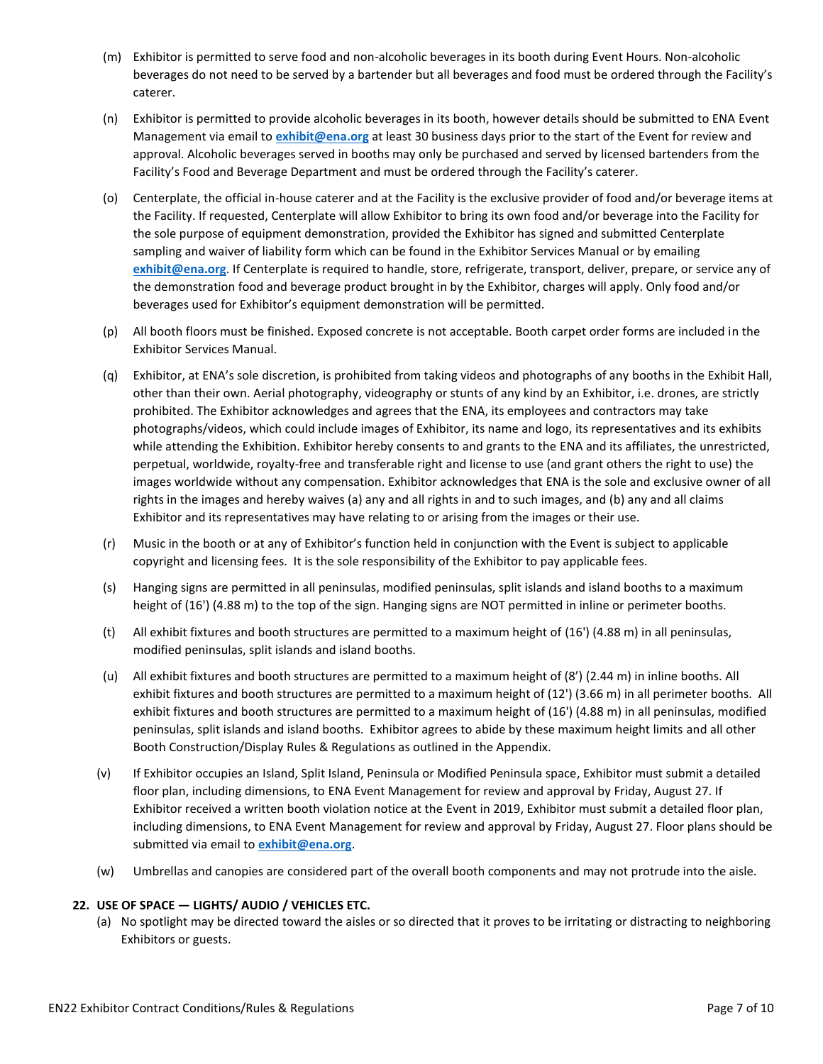(m) Exhibitor is permitted to serve food and non-alcoholic beverages in its booth during Event Hours. Non-alcoholic beverages do not need to be served by a bartender but all beverages and food must be ordered through the Facility's caterer.

(n) Exhibitor is permitted to provide alcoholic beverages in its booth, however details should be submitted to ENA Event Management via email to **exhibit@ena.org** at least 30 business days prior to the start of the Event for review and approval. Alcoholic beverages served in booths may only be purchased and served by licensed bartenders from the Facility's Food and Beverage Department and must be ordered through the Facility's caterer.

(o) Centerplate, the official in-house caterer and at the Facility is the exclusive provider of food and/or beverage items at the Facility. If requested, Centerplate will allow Exhibitor to bring its own food and/or beverage into the Facility for the sole purpose of equipment demonstration, provided the Exhibitor has signed and submitted Centerplate sampling and waiver of liability form which can be found in the Exhibitor Services Manual or by emailing **exhibit@ena.org**. If Centerplate is required to handle, store, refrigerate, transport, deliver, prepare, or service any of the demonstration food and beverage product brought in by the Exhibitor, charges will apply. Only food and/or beverages used for Exhibitor's equipment demonstration will be permitted.

(p) All booth floors must be finished. Exposed concrete is not acceptable. Booth carpet order forms are included in the Exhibitor Services Manual.

(q) Exhibitor, at ENA's sole discretion, is prohibited from taking videos and photographs of any booths in the Exhibit Hall, other than their own. Aerial photography, videography or stunts of any kind by an Exhibitor, i.e. drones, are strictly prohibited. The Exhibitor acknowledges and agrees that the ENA, its employees and contractors may take photographs/videos, which could include images of Exhibitor, its name and logo, its representatives and its exhibits while attending the Exhibition. Exhibitor hereby consents to and grants to the ENA and its affiliates, the unrestricted, perpetual, worldwide, royalty-free and transferable right and license to use (and grant others the right to use) the images worldwide without any compensation. Exhibitor acknowledges that ENA is the sole and exclusive owner of all rights in the images and hereby waives (a) any and all rights in and to such images, and (b) any and all claims Exhibitor and its representatives may have relating to or arising from the images or their use.

(r) Music in the booth or at any of Exhibitor's function held in conjunction with the Event is subject to applicable copyright and licensing fees. It is the sole responsibility of the Exhibitor to pay applicable fees.

(s) Hanging signs are permitted in all peninsulas, modified peninsulas, split islands and island booths to a maximum height of (16') (4.88 m) to the top of the sign. Hanging signs are NOT permitted in inline or perimeter booths.

(t) All exhibit fixtures and booth structures are permitted to a maximum height of (16') (4.88 m) in all peninsulas, modified peninsulas, split islands and island booths.

(u) All exhibit fixtures and booth structures are permitted to a maximum height of (8') (2.44 m) in inline booths. All exhibit fixtures and booth structures are permitted to a maximum height of (12') (3.66 m) in all perimeter booths. All exhibit fixtures and booth structures are permitted to a maximum height of (16') (4.88 m) in all peninsulas, modified peninsulas, split islands and island booths. Exhibitor agrees to abide by these maximum height limits and all other Booth Construction/Display Rules & Regulations as outlined in the Appendix.

(v) If Exhibitor occupies an Island, Split Island, Peninsula or Modified Peninsula space, Exhibitor must submit a detailed floor plan, including dimensions, to ENA Event Management for review and approval by Friday, August 27. If Exhibitor received a written booth violation notice at the Event in 2019, Exhibitor must submit a detailed floor plan, including dimensions, to ENA Event Management for review and approval by Friday, August 27. Floor plans should be submitted via email to **exhibit@ena.org**.

(w) Umbrellas and canopies are considered part of the overall booth components and may not protrude into the aisle.

**22. USE OF SPACE — LIGHTS/ AUDIO / VEHICLES ETC.**

(a) No spotlight may be directed toward the aisles or so directed that it proves to be irritating or distracting to neighboring Exhibitors or guests.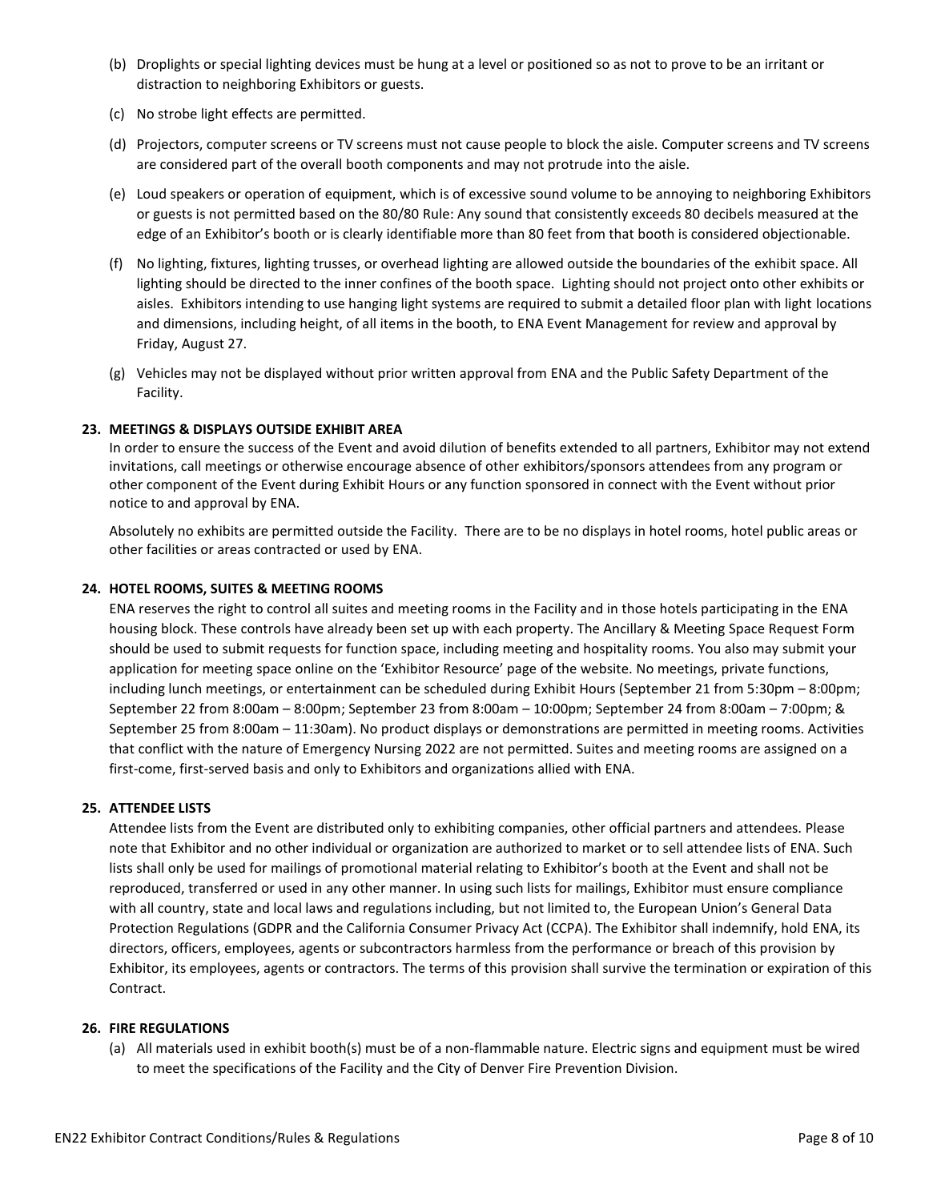(b) Droplights or special lighting devices must be hung at a level or positioned so as not to prove to be an irritant or distraction to neighboring Exhibitors or guests.

(c) No strobe light effects are permitted.

(d) Projectors, computer screens or TV screens must not cause people to block the aisle. Computer screens and TV screens are considered part of the overall booth components and may not protrude into the aisle.

(e) Loud speakers or operation of equipment, which is of excessive sound volume to be annoying to neighboring Exhibitors or guests is not permitted based on the 80/80 Rule: Any sound that consistently exceeds 80 decibels measured at the edge of an Exhibitor's booth or is clearly identifiable more than 80 feet from that booth is considered objectionable.

(f) No lighting, fixtures, lighting trusses, or overhead lighting are allowed outside the boundaries of the exhibit space. All lighting should be directed to the inner confines of the booth space. Lighting should not project onto other exhibits or aisles. Exhibitors intending to use hanging light systems are required to submit a detailed floor plan with light locations and dimensions, including height, of all items in the booth, to ENA Event Management for review and approval by Friday, August 27.

(g) Vehicles may not be displayed without prior written approval from ENA and the Public Safety Department of the Facility.

**23. MEETINGS & DISPLAYS OUTSIDE EXHIBIT AREA**

In order to ensure the success of the Event and avoid dilution of benefits extended to all partners, Exhibitor may not extend invitations, call meetings or otherwise encourage absence of other exhibitors/sponsors attendees from any program or other component of the Event during Exhibit Hours or any function sponsored in connect with the Event without prior notice to and approval by ENA.

Absolutely no exhibits are permitted outside the Facility. There are to be no displays in hotel rooms, hotel public areas or other facilities or areas contracted or used by ENA.

**24. HOTEL ROOMS, SUITES & MEETING ROOMS**

ENA reserves the right to control all suites and meeting rooms in the Facility and in those hotels participating in the ENA housing block. These controls have already been set up with each property. The Ancillary & Meeting Space Request Form should be used to submit requests for function space, including meeting and hospitality rooms. You also may submit your application for meeting space online on the 'Exhibitor Resource' page of the website. No meetings, private functions, including lunch meetings, or entertainment can be scheduled during Exhibit Hours (September 21 from 5:30pm – 8:00pm; September 22 from 8:00am – 8:00pm; September 23 from 8:00am – 10:00pm; September 24 from 8:00am – 7:00pm; & September 25 from 8:00am – 11:30am). No product displays or demonstrations are permitted in meeting rooms. Activities that conflict with the nature of Emergency Nursing 2022 are not permitted. Suites and meeting rooms are assigned on a first-come, first-served basis and only to Exhibitors and organizations allied with ENA.

**25. ATTENDEE LISTS**

Attendee lists from the Event are distributed only to exhibiting companies, other official partners and attendees. Please note that Exhibitor and no other individual or organization are authorized to market or to sell attendee lists of ENA. Such lists shall only be used for mailings of promotional material relating to Exhibitor's booth at the Event and shall not be reproduced, transferred or used in any other manner. In using such lists for mailings, Exhibitor must ensure compliance with all country, state and local laws and regulations including, but not limited to, the European Union's General Data Protection Regulations (GDPR and the California Consumer Privacy Act (CCPA). The Exhibitor shall indemnify, hold ENA, its directors, officers, employees, agents or subcontractors harmless from the performance or breach of this provision by Exhibitor, its employees, agents or contractors. The terms of this provision shall survive the termination or expiration of this Contract.

**26. FIRE REGULATIONS**

(a) All materials used in exhibit booth(s) must be of a non-flammable nature. Electric signs and equipment must be wired to meet the specifications of the Facility and the City of Denver Fire Prevention Division.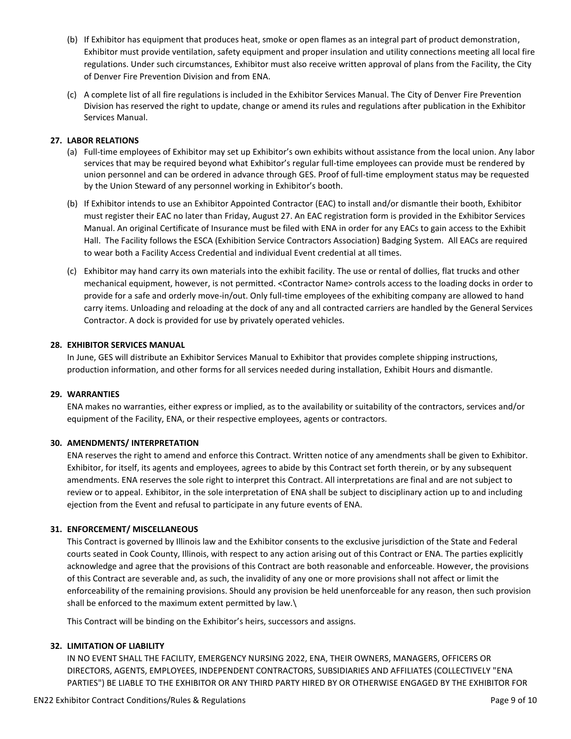(b) If Exhibitor has equipment that produces heat, smoke or open flames as an integral part of product demonstration, Exhibitor must provide ventilation, safety equipment and proper insulation and utility connections meeting all local fire regulations. Under such circumstances, Exhibitor must also receive written approval of plans from the Facility, the City of Denver Fire Prevention Division and from ENA.

(c) A complete list of all fire regulations is included in the Exhibitor Services Manual. The City of Denver Fire Prevention Division has reserved the right to update, change or amend its rules and regulations after publication in the Exhibitor Services Manual.

**27. LABOR RELATIONS**

(a) Full-time employees of Exhibitor may set up Exhibitor's own exhibits without assistance from the local union. Any labor services that may be required beyond what Exhibitor's regular full-time employees can provide must be rendered by union personnel and can be ordered in advance through GES. Proof of full-time employment status may be requested by the Union Steward of any personnel working in Exhibitor's booth.

(b) If Exhibitor intends to use an Exhibitor Appointed Contractor (EAC) to install and/or dismantle their booth, Exhibitor must register their EAC no later than Friday, August 27. An EAC registration form is provided in the Exhibitor Services Manual. An original Certificate of Insurance must be filed with ENA in order for any EACs to gain access to the Exhibit Hall. The Facility follows the ESCA (Exhibition Service Contractors Association) Badging System. All EACs are required to wear both a Facility Access Credential and individual Event credential at all times.

(c) Exhibitor may hand carry its own materials into the exhibit facility. The use or rental of dollies, flat trucks and other mechanical equipment, however, is not permitted. <Contractor Name> controls access to the loading docks in order to provide for a safe and orderly move-in/out. Only full-time employees of the exhibiting company are allowed to hand carry items. Unloading and reloading at the dock of any and all contracted carriers are handled by the General Services Contractor. A dock is provided for use by privately operated vehicles.

**28. EXHIBITOR SERVICES MANUAL**

In June, GES will distribute an Exhibitor Services Manual to Exhibitor that provides complete shipping instructions, production information, and other forms for all services needed during installation, Exhibit Hours and dismantle.

**29. WARRANTIES**

ENA makes no warranties, either express or implied, as to the availability or suitability of the contractors, services and/or equipment of the Facility, ENA, or their respective employees, agents or contractors.

**30. AMENDMENTS/ INTERPRETATION**

ENA reserves the right to amend and enforce this Contract. Written notice of any amendments shall be given to Exhibitor. Exhibitor, for itself, its agents and employees, agrees to abide by this Contract set forth therein, or by any subsequent amendments. ENA reserves the sole right to interpret this Contract. All interpretations are final and are not subject to review or to appeal. Exhibitor, in the sole interpretation of ENA shall be subject to disciplinary action up to and including ejection from the Event and refusal to participate in any future events of ENA.

**31. ENFORCEMENT/ MISCELLANEOUS**

This Contract is governed by Illinois law and the Exhibitor consents to the exclusive jurisdiction of the State and Federal courts seated in Cook County, Illinois, with respect to any action arising out of this Contract or ENA. The parties explicitly acknowledge and agree that the provisions of this Contract are both reasonable and enforceable. However, the provisions of this Contract are severable and, as such, the invalidity of any one or more provisions shall not affect or limit the enforceability of the remaining provisions. Should any provision be held unenforceable for any reason, then such provision shall be enforced to the maximum extent permitted by law.\

This Contract will be binding on the Exhibitor's heirs, successors and assigns.

**32. LIMITATION OF LIABILITY**

IN NO EVENT SHALL THE FACILITY, EMERGENCY NURSING 2022, ENA, THEIR OWNERS, MANAGERS, OFFICERS OR DIRECTORS, AGENTS, EMPLOYEES, INDEPENDENT CONTRACTORS, SUBSIDIARIES AND AFFILIATES (COLLECTIVELY "ENA PARTIES") BE LIABLE TO THE EXHIBITOR OR ANY THIRD PARTY HIRED BY OR OTHERWISE ENGAGED BY THE EXHIBITOR FOR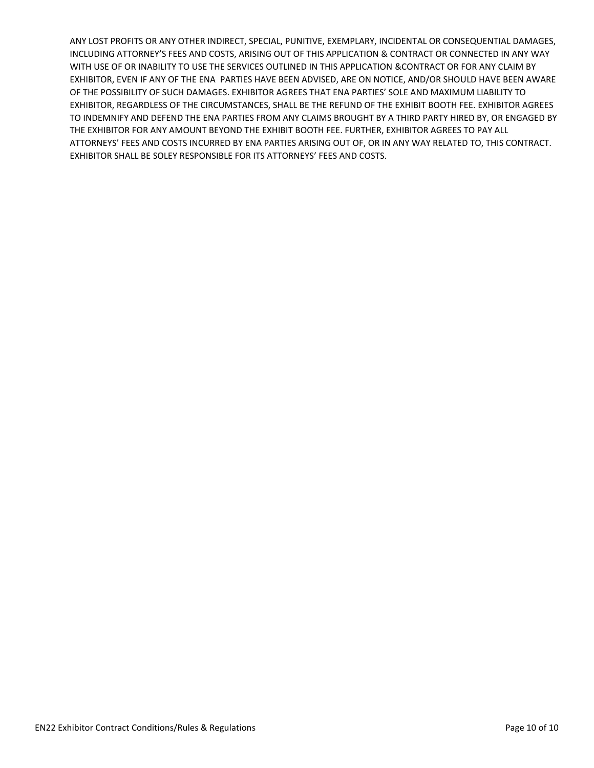ANY LOST PROFITS OR ANY OTHER INDIRECT, SPECIAL, PUNITIVE, EXEMPLARY, INCIDENTAL OR CONSEQUENTIAL DAMAGES, INCLUDING ATTORNEY'S FEES AND COSTS, ARISING OUT OF THIS APPLICATION & CONTRACT OR CONNECTED IN ANY WAY WITH USE OF OR INABILITY TO USE THE SERVICES OUTLINED IN THIS APPLICATION &CONTRACT OR FOR ANY CLAIM BY EXHIBITOR, EVEN IF ANY OF THE ENA PARTIES HAVE BEEN ADVISED, ARE ON NOTICE, AND/OR SHOULD HAVE BEEN AWARE OF THE POSSIBILITY OF SUCH DAMAGES. EXHIBITOR AGREES THAT ENA PARTIES' SOLE AND MAXIMUM LIABILITY TO EXHIBITOR, REGARDLESS OF THE CIRCUMSTANCES, SHALL BE THE REFUND OF THE EXHIBIT BOOTH FEE. EXHIBITOR AGREES TO INDEMNIFY AND DEFEND THE ENA PARTIES FROM ANY CLAIMS BROUGHT BY A THIRD PARTY HIRED BY, OR ENGAGED BY THE EXHIBITOR FOR ANY AMOUNT BEYOND THE EXHIBIT BOOTH FEE. FURTHER, EXHIBITOR AGREES TO PAY ALL ATTORNEYS' FEES AND COSTS INCURRED BY ENA PARTIES ARISING OUT OF, OR IN ANY WAY RELATED TO, THIS CONTRACT. EXHIBITOR SHALL BE SOLEY RESPONSIBLE FOR ITS ATTORNEYS' FEES AND COSTS.